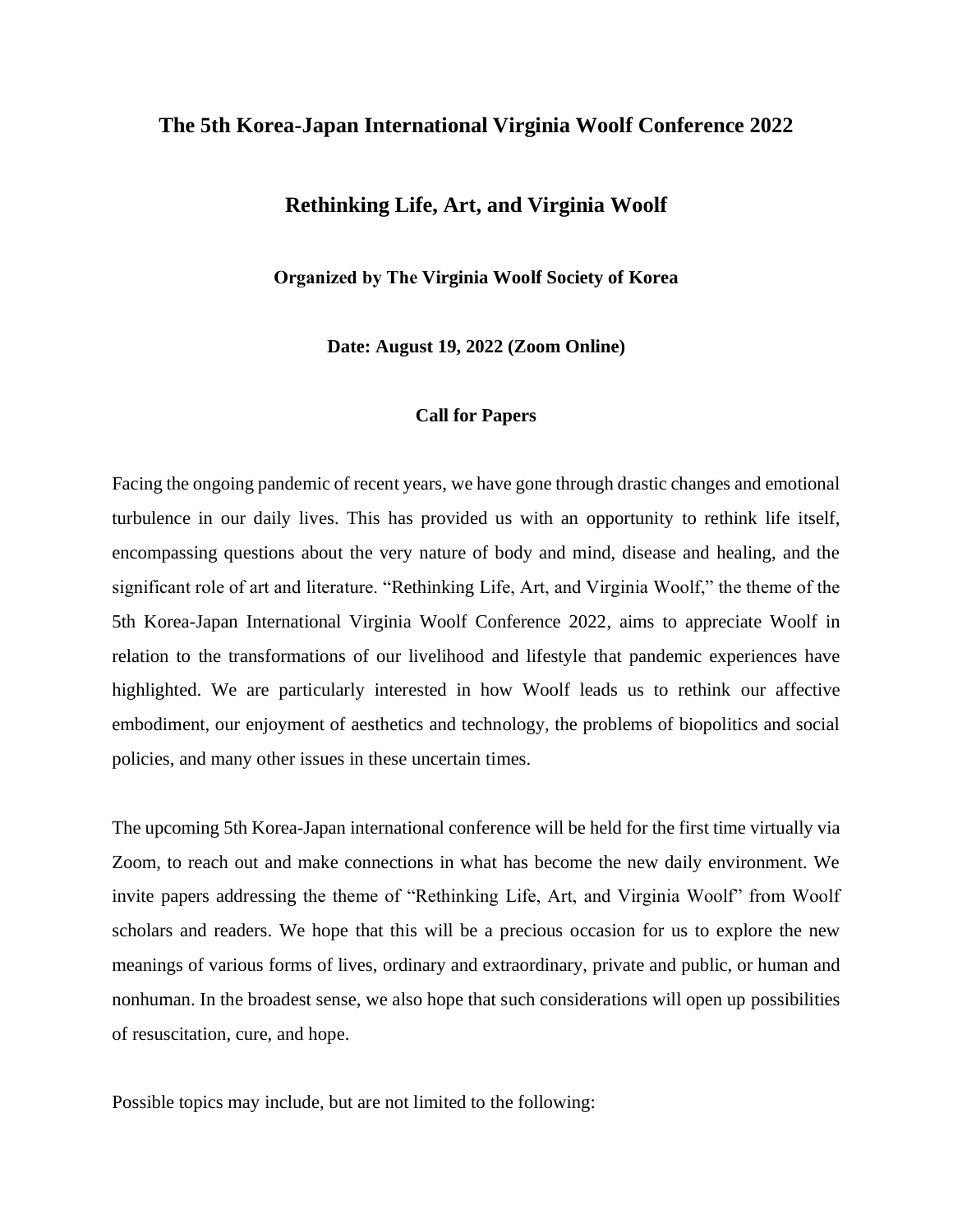# The 5th Korea-Japan International Virginia Woolf Conference 2022

## Rethinking Life, Art, and Virginia Woolf

**Organized by The Virginia Woolf Society of Korea**

**Date: August 19, 2022 (Zoom Online)**

### Call for Papers

Facing the ongoing pandemic of recent years, we have gone through drastic changes and emotional turbulence in our daily lives. This has provided us with an opportunity to rethink life itself, encompassing questions about the very nature of body and mind, disease and healing, and the significant role of art and literature. "Rethinking Life, Art, and Virginia Woolf," the theme of the 5th Korea-Japan International Virginia Woolf Conference 2022, aims to appreciate Woolf in relation to the transformations of our livelihood and lifestyle that pandemic experiences have highlighted. We are particularly interested in how Woolf leads us to rethink our affective embodiment, our enjoyment of aesthetics and technology, the problems of biopolitics and social policies, and many other issues in these uncertain times.

The upcoming 5th Korea-Japan international conference will be held for the first time virtually via Zoom, to reach out and make connections in what has become the new daily environment. We invite papers addressing the theme of "Rethinking Life, Art, and Virginia Woolf" from Woolf scholars and readers. We hope that this will be a precious occasion for us to explore the new meanings of various forms of lives, ordinary and extraordinary, private and public, or human and nonhuman. In the broadest sense, we also hope that such considerations will open up possibilities of resuscitation, cure, and hope.

Possible topics may include, but are not limited to the following: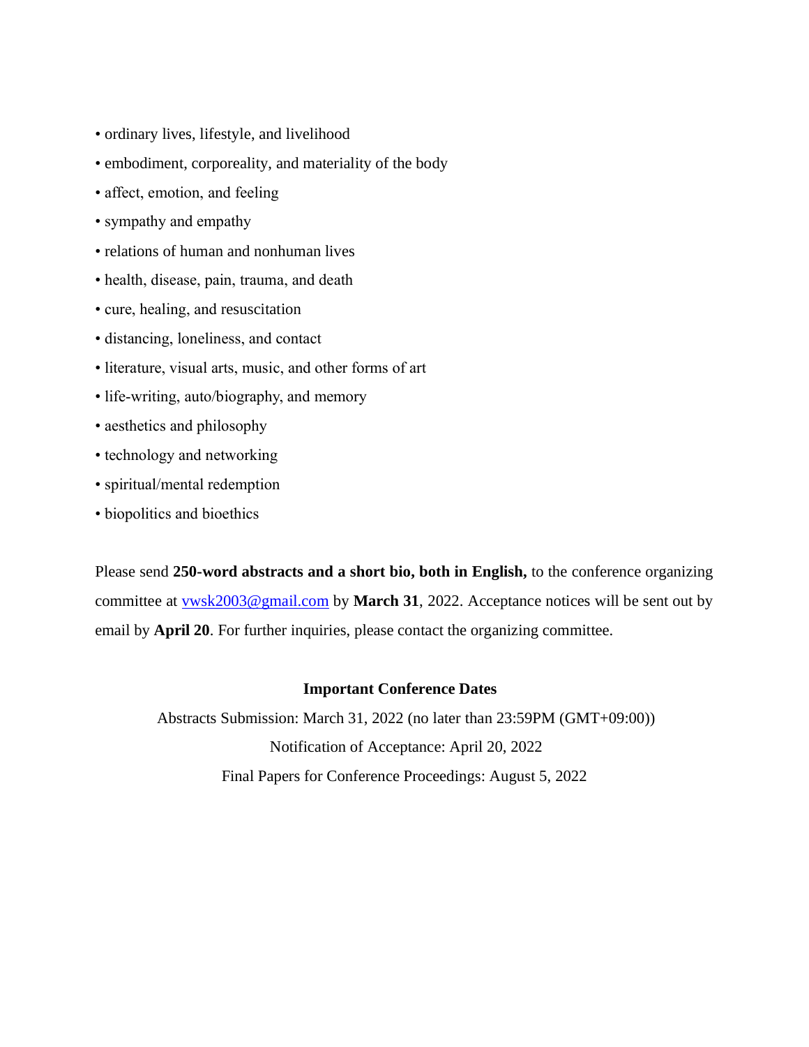- ordinary lives, lifestyle, and livelihood
- embodiment, corporeality, and materiality of the body
- affect, emotion, and feeling
- sympathy and empathy
- relations of human and nonhuman lives
- health, disease, pain, trauma, and death
- cure, healing, and resuscitation
- distancing, loneliness, and contact
- literature, visual arts, music, and other forms of art
- life-writing, auto/biography, and memory
- aesthetics and philosophy
- technology and networking
- spiritual/mental redemption
- biopolitics and bioethics

Please send **250-word abstracts and a short bio, both in English,** to the conference organizing committee at [vwsk2003@gmail.com](mailto:vwsk2003@gmail.com) by **March 31**, 2022. Acceptance notices will be sent out by email by **April 20**. For further inquiries, please contact the organizing committee.

**Important Conference Dates**

Abstracts Submission: March 31, 2022 (no later than 23:59PM (GMT+09:00))

Notification of Acceptance: April 20, 2022

Final Papers for Conference Proceedings: August 5, 2022